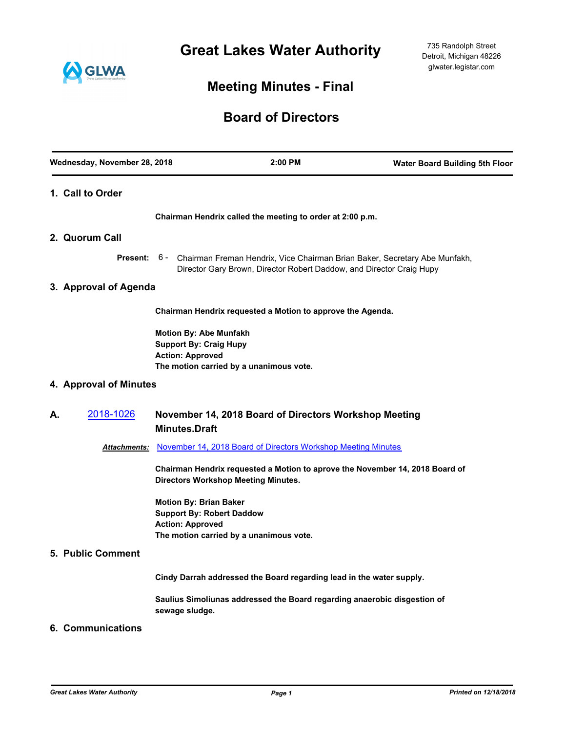# Great Lakes Water Authority

735 Randolph Street
Detroit, Michigan 48226
glwater.legistar.com

## Meeting Minutes - Final

## Board of Directors

| Wednesday, November 28, 2018 | 2:00 PM | Water Board Building 5th Floor |
|---|---|---|

### 1. Call to Order

**Chairman Hendrix called the meeting to order at 2:00 p.m.**

### 2. Quorum Call

**Present:** 6 - Chairman Freman Hendrix, Vice Chairman Brian Baker, Secretary Abe Munfakh, Director Gary Brown, Director Robert Daddow, and Director Craig Hupy

### 3. Approval of Agenda

**Chairman Hendrix requested a Motion to approve the Agenda.**

**Motion By: Abe Munfakh**
**Support By: Craig Hupy**
**Action: Approved**
**The motion carried by a unanimous vote.**

### 4. Approval of Minutes

**A.** 2018-1026 **November 14, 2018 Board of Directors Workshop Meeting Minutes.Draft**

***Attachments:*** November 14, 2018 Board of Directors Workshop Meeting Minutes

**Chairman Hendrix requested a Motion to aprove the November 14, 2018 Board of Directors Workshop Meeting Minutes.**

**Motion By: Brian Baker**
**Support By: Robert Daddow**
**Action: Approved**
**The motion carried by a unanimous vote.**

### 5. Public Comment

**Cindy Darrah addressed the Board regarding lead in the water supply.**

**Saulius Simoliunas addressed the Board regarding anaerobic disgestion of sewage sludge.**

### 6. Communications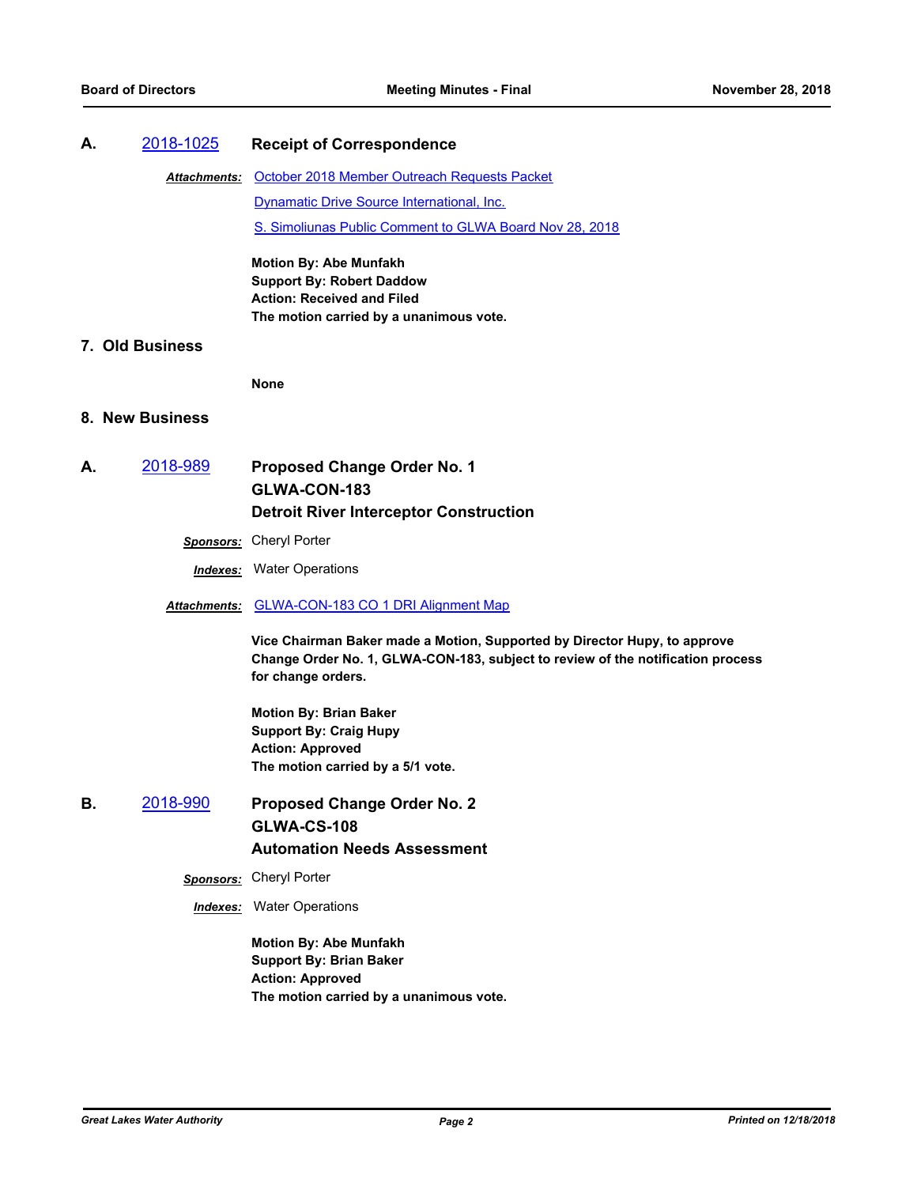### A. 2018-1025 Receipt of Correspondence

***Attachments:*** October 2018 Member Outreach Requests Packet
Dynamatic Drive Source International, Inc.
S. Simoliunas Public Comment to GLWA Board Nov 28, 2018

**Motion By: Abe Munfakh**
**Support By: Robert Daddow**
**Action: Received and Filed**
**The motion carried by a unanimous vote.**

## 7. Old Business

**None**

## 8. New Business

### A. 2018-989 Proposed Change Order No. 1 GLWA-CON-183 Detroit River Interceptor Construction

***Sponsors:*** Cheryl Porter

***Indexes:*** Water Operations

***Attachments:*** GLWA-CON-183 CO 1 DRI Alignment Map

**Vice Chairman Baker made a Motion, Supported by Director Hupy, to approve Change Order No. 1, GLWA-CON-183, subject to review of the notification process for change orders.**

**Motion By: Brian Baker**
**Support By: Craig Hupy**
**Action: Approved**
**The motion carried by a 5/1 vote.**

### B. 2018-990 Proposed Change Order No. 2 GLWA-CS-108 Automation Needs Assessment

***Sponsors:*** Cheryl Porter

***Indexes:*** Water Operations

**Motion By: Abe Munfakh**
**Support By: Brian Baker**
**Action: Approved**
**The motion carried by a unanimous vote.**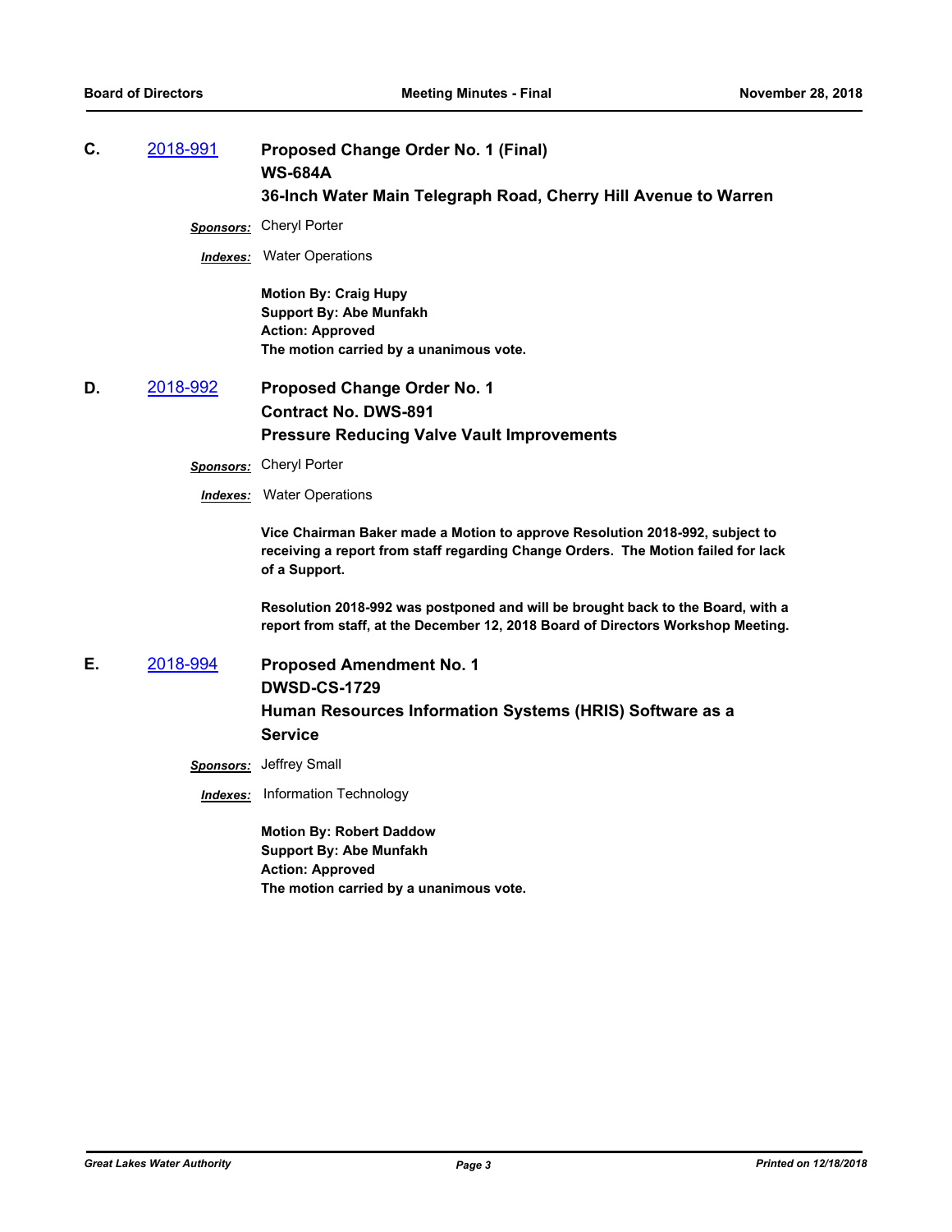**C.** 2018-991 **Proposed Change Order No. 1 (Final)**
**WS-684A**
**36-Inch Water Main Telegraph Road, Cherry Hill Avenue to Warren**

***Sponsors:*** Cheryl Porter

***Indexes:*** Water Operations

**Motion By: Craig Hupy**
**Support By: Abe Munfakh**
**Action: Approved**
**The motion carried by a unanimous vote.**

**D.** 2018-992 **Proposed Change Order No. 1**
**Contract No. DWS-891**
**Pressure Reducing Valve Vault Improvements**

***Sponsors:*** Cheryl Porter

***Indexes:*** Water Operations

**Vice Chairman Baker made a Motion to approve Resolution 2018-992, subject to receiving a report from staff regarding Change Orders. The Motion failed for lack of a Support.**

**Resolution 2018-992 was postponed and will be brought back to the Board, with a report from staff, at the December 12, 2018 Board of Directors Workshop Meeting.**

**E.** 2018-994 **Proposed Amendment No. 1**
**DWSD-CS-1729**
**Human Resources Information Systems (HRIS) Software as a Service**

***Sponsors:*** Jeffrey Small

***Indexes:*** Information Technology

**Motion By: Robert Daddow**
**Support By: Abe Munfakh**
**Action: Approved**
**The motion carried by a unanimous vote.**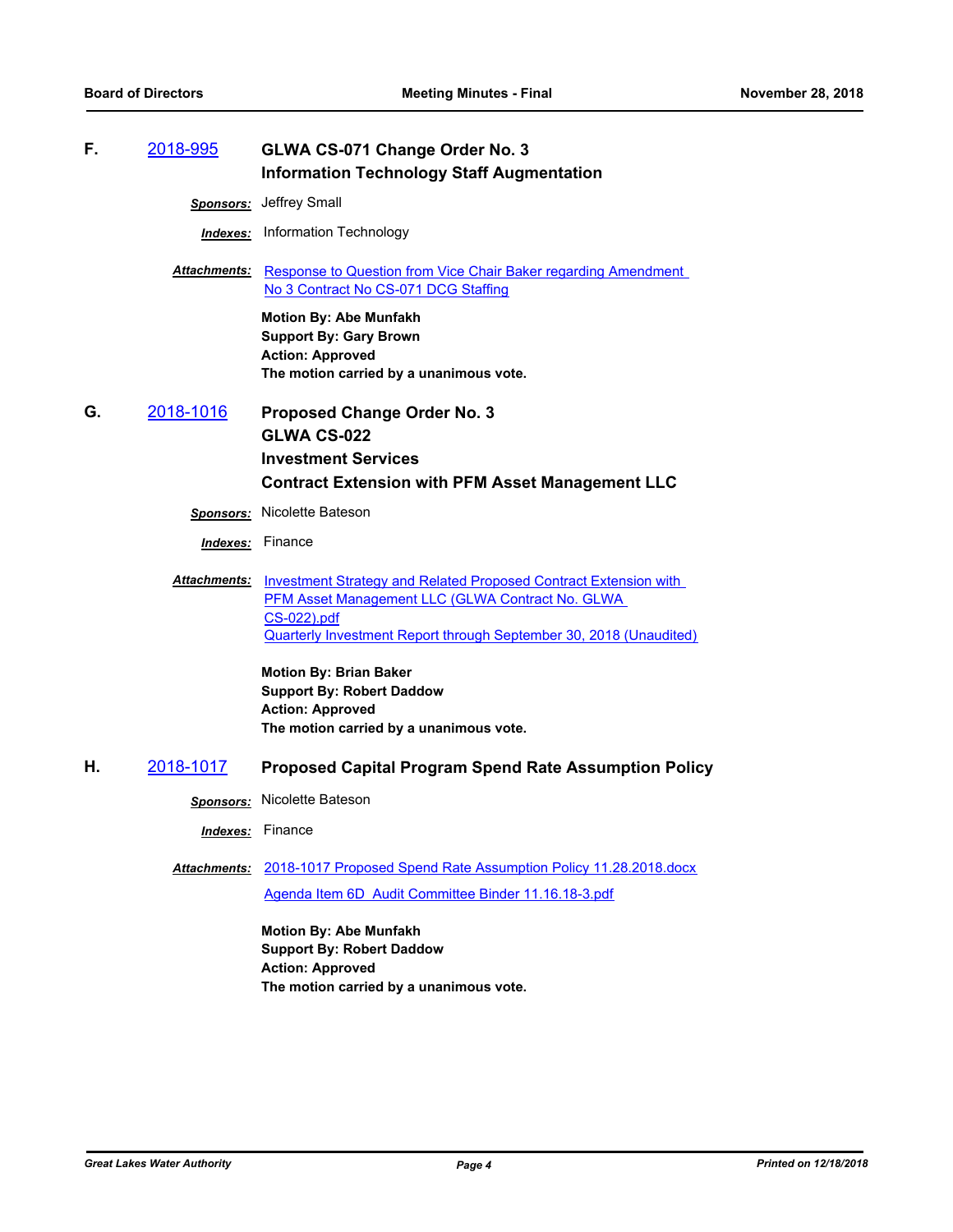**F.** 2018-995 **GLWA CS-071 Change Order No. 3**
**Information Technology Staff Augmentation**

***Sponsors:*** Jeffrey Small

***Indexes:*** Information Technology

***Attachments:*** Response to Question from Vice Chair Baker regarding Amendment No 3 Contract No CS-071 DCG Staffing

**Motion By: Abe Munfakh**
**Support By: Gary Brown**
**Action: Approved**
**The motion carried by a unanimous vote.**

**G.** 2018-1016 **Proposed Change Order No. 3**
**GLWA CS-022**
**Investment Services**
**Contract Extension with PFM Asset Management LLC**

***Sponsors:*** Nicolette Bateson

***Indexes:*** Finance

***Attachments:*** Investment Strategy and Related Proposed Contract Extension with PFM Asset Management LLC (GLWA Contract No. GLWA CS-022).pdf
Quarterly Investment Report through September 30, 2018 (Unaudited)

**Motion By: Brian Baker**
**Support By: Robert Daddow**
**Action: Approved**
**The motion carried by a unanimous vote.**

**H.** 2018-1017 **Proposed Capital Program Spend Rate Assumption Policy**

***Sponsors:*** Nicolette Bateson

***Indexes:*** Finance

***Attachments:*** 2018-1017 Proposed Spend Rate Assumption Policy 11.28.2018.docx
Agenda Item 6D Audit Committee Binder 11.16.18-3.pdf

**Motion By: Abe Munfakh**
**Support By: Robert Daddow**
**Action: Approved**
**The motion carried by a unanimous vote.**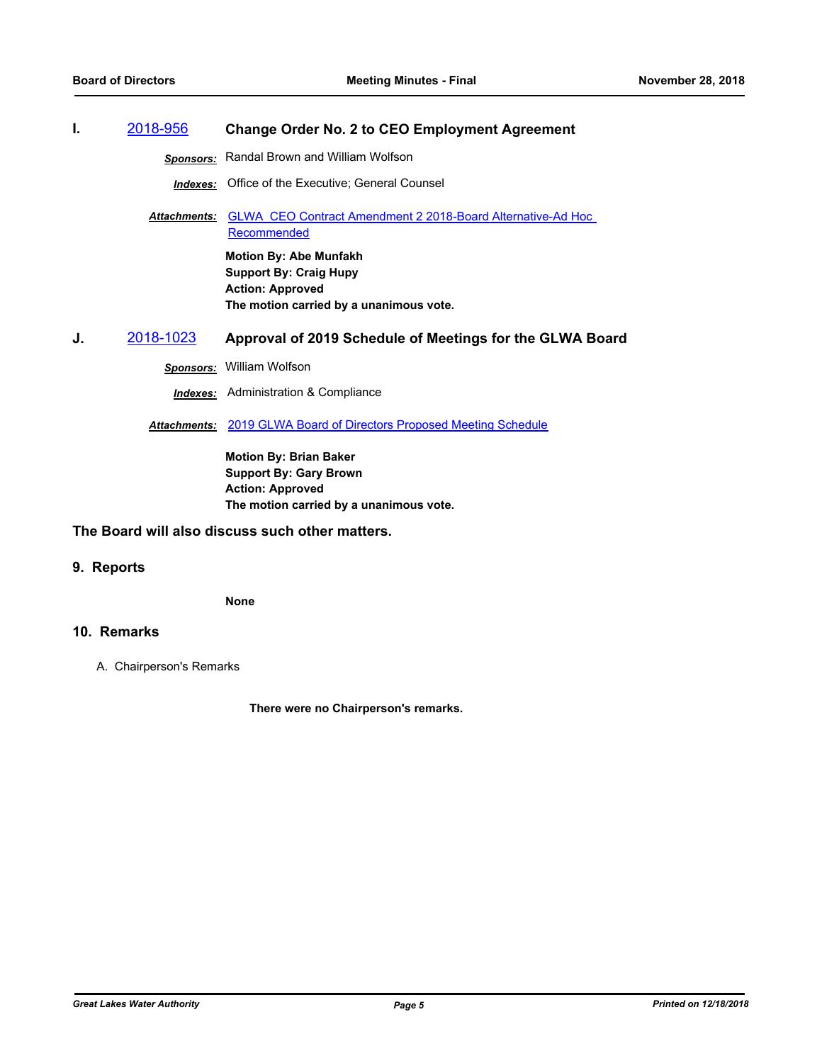**I.** 2018-956 **Change Order No. 2 to CEO Employment Agreement**

***Sponsors:*** Randal Brown and William Wolfson

***Indexes:*** Office of the Executive; General Counsel

***Attachments:*** GLWA CEO Contract Amendment 2 2018-Board Alternative-Ad Hoc Recommended

**Motion By: Abe Munfakh**
**Support By: Craig Hupy**
**Action: Approved**
**The motion carried by a unanimous vote.**

**J.** 2018-1023 **Approval of 2019 Schedule of Meetings for the GLWA Board**

***Sponsors:*** William Wolfson

***Indexes:*** Administration & Compliance

***Attachments:*** 2019 GLWA Board of Directors Proposed Meeting Schedule

**Motion By: Brian Baker**
**Support By: Gary Brown**
**Action: Approved**
**The motion carried by a unanimous vote.**

**The Board will also discuss such other matters.**

## 9. Reports

**None**

## 10. Remarks

A. Chairperson's Remarks

**There were no Chairperson's remarks.**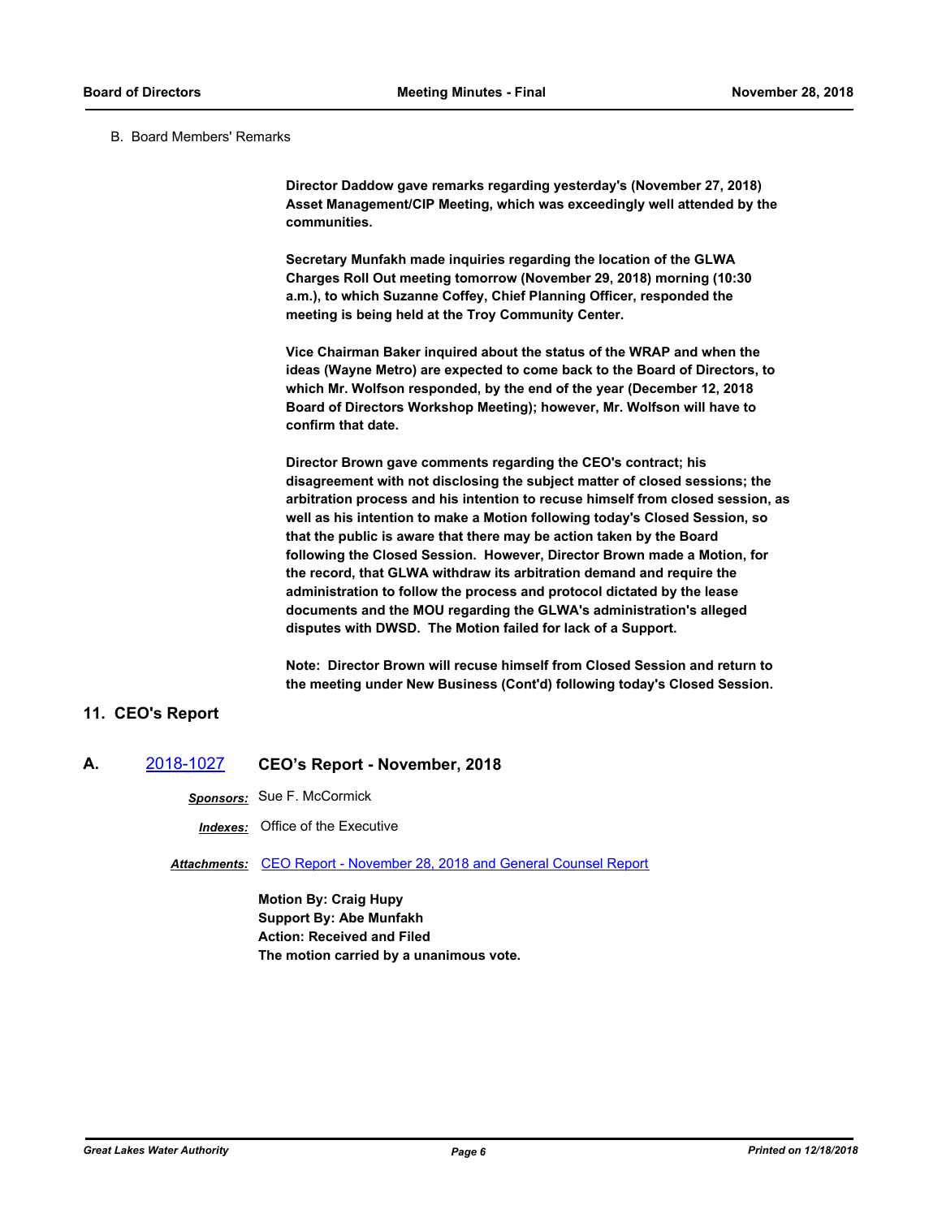B. Board Members' Remarks

**Director Daddow gave remarks regarding yesterday's (November 27, 2018) Asset Management/CIP Meeting, which was exceedingly well attended by the communities.**

**Secretary Munfakh made inquiries regarding the location of the GLWA Charges Roll Out meeting tomorrow (November 29, 2018) morning (10:30 a.m.), to which Suzanne Coffey, Chief Planning Officer, responded the meeting is being held at the Troy Community Center.**

**Vice Chairman Baker inquired about the status of the WRAP and when the ideas (Wayne Metro) are expected to come back to the Board of Directors, to which Mr. Wolfson responded, by the end of the year (December 12, 2018 Board of Directors Workshop Meeting); however, Mr. Wolfson will have to confirm that date.**

**Director Brown gave comments regarding the CEO's contract; his disagreement with not disclosing the subject matter of closed sessions; the arbitration process and his intention to recuse himself from closed session, as well as his intention to make a Motion following today's Closed Session, so that the public is aware that there may be action taken by the Board following the Closed Session. However, Director Brown made a Motion, for the record, that GLWA withdraw its arbitration demand and require the administration to follow the process and protocol dictated by the lease documents and the MOU regarding the GLWA's administration's alleged disputes with DWSD. The Motion failed for lack of a Support.**

**Note: Director Brown will recuse himself from Closed Session and return to the meeting under New Business (Cont'd) following today's Closed Session.**

## 11. CEO's Report

### A. 2018-1027 CEO's Report - November, 2018

***Sponsors:*** Sue F. McCormick

***Indexes:*** Office of the Executive

***Attachments:*** CEO Report - November 28, 2018 and General Counsel Report

**Motion By: Craig Hupy**
**Support By: Abe Munfakh**
**Action: Received and Filed**
**The motion carried by a unanimous vote.**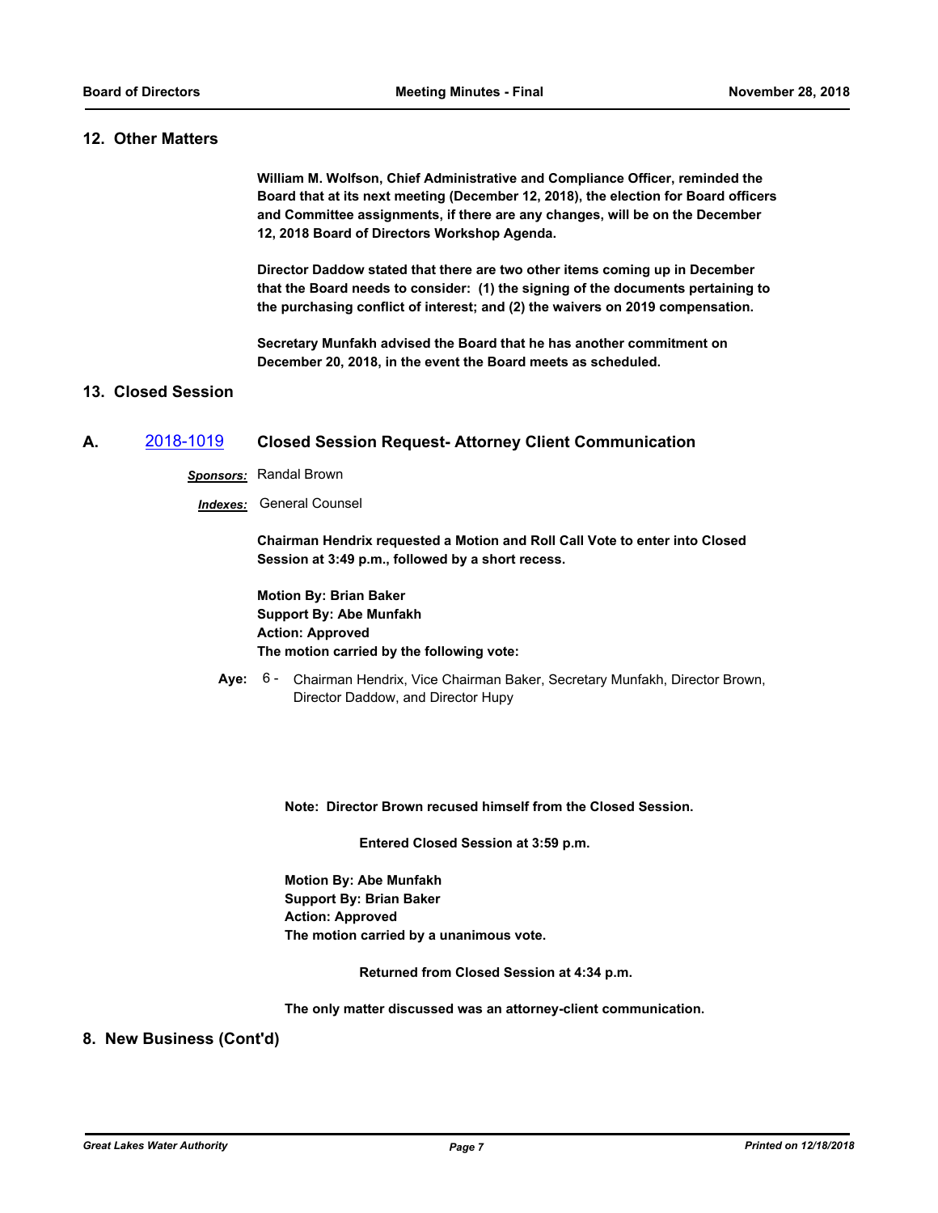## 12. Other Matters

**William M. Wolfson, Chief Administrative and Compliance Officer, reminded the Board that at its next meeting (December 12, 2018), the election for Board officers and Committee assignments, if there are any changes, will be on the December 12, 2018 Board of Directors Workshop Agenda.**

**Director Daddow stated that there are two other items coming up in December that the Board needs to consider: (1) the signing of the documents pertaining to the purchasing conflict of interest; and (2) the waivers on 2019 compensation.**

**Secretary Munfakh advised the Board that he has another commitment on December 20, 2018, in the event the Board meets as scheduled.**

## 13. Closed Session

### A. 2018-1019 Closed Session Request- Attorney Client Communication

***Sponsors:*** Randal Brown

***Indexes:*** General Counsel

**Chairman Hendrix requested a Motion and Roll Call Vote to enter into Closed Session at 3:49 p.m., followed by a short recess.**

**Motion By: Brian Baker**
**Support By: Abe Munfakh**
**Action: Approved**
**The motion carried by the following vote:**

**Aye:** 6 - Chairman Hendrix, Vice Chairman Baker, Secretary Munfakh, Director Brown, Director Daddow, and Director Hupy

**Note: Director Brown recused himself from the Closed Session.**

**Entered Closed Session at 3:59 p.m.**

**Motion By: Abe Munfakh**
**Support By: Brian Baker**
**Action: Approved**
**The motion carried by a unanimous vote.**

**Returned from Closed Session at 4:34 p.m.**

**The only matter discussed was an attorney-client communication.**

## 8. New Business (Cont'd)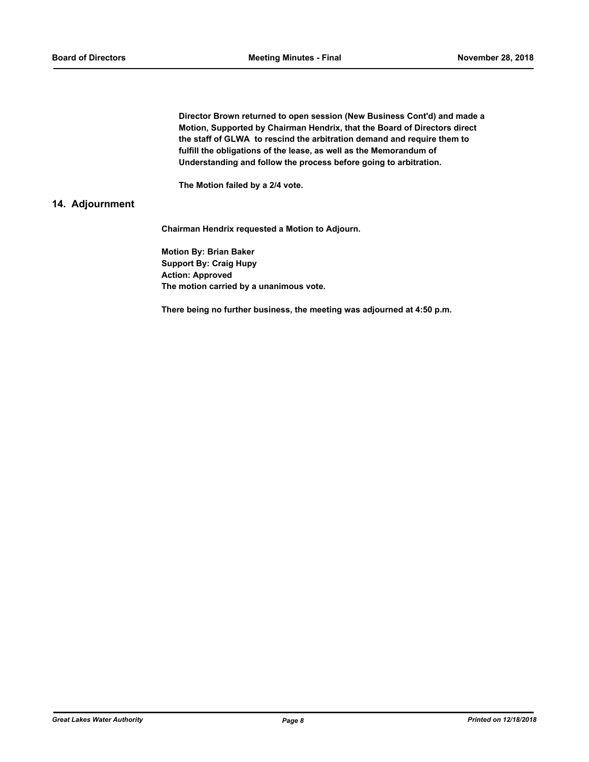**Director Brown returned to open session (New Business Cont'd) and made a Motion, Supported by Chairman Hendrix, that the Board of Directors direct the staff of GLWA to rescind the arbitration demand and require them to fulfill the obligations of the lease, as well as the Memorandum of Understanding and follow the process before going to arbitration.**

**The Motion failed by a 2/4 vote.**

## 14. Adjournment

**Chairman Hendrix requested a Motion to Adjourn.**

**Motion By: Brian Baker**
**Support By: Craig Hupy**
**Action: Approved**
**The motion carried by a unanimous vote.**

**There being no further business, the meeting was adjourned at 4:50 p.m.**